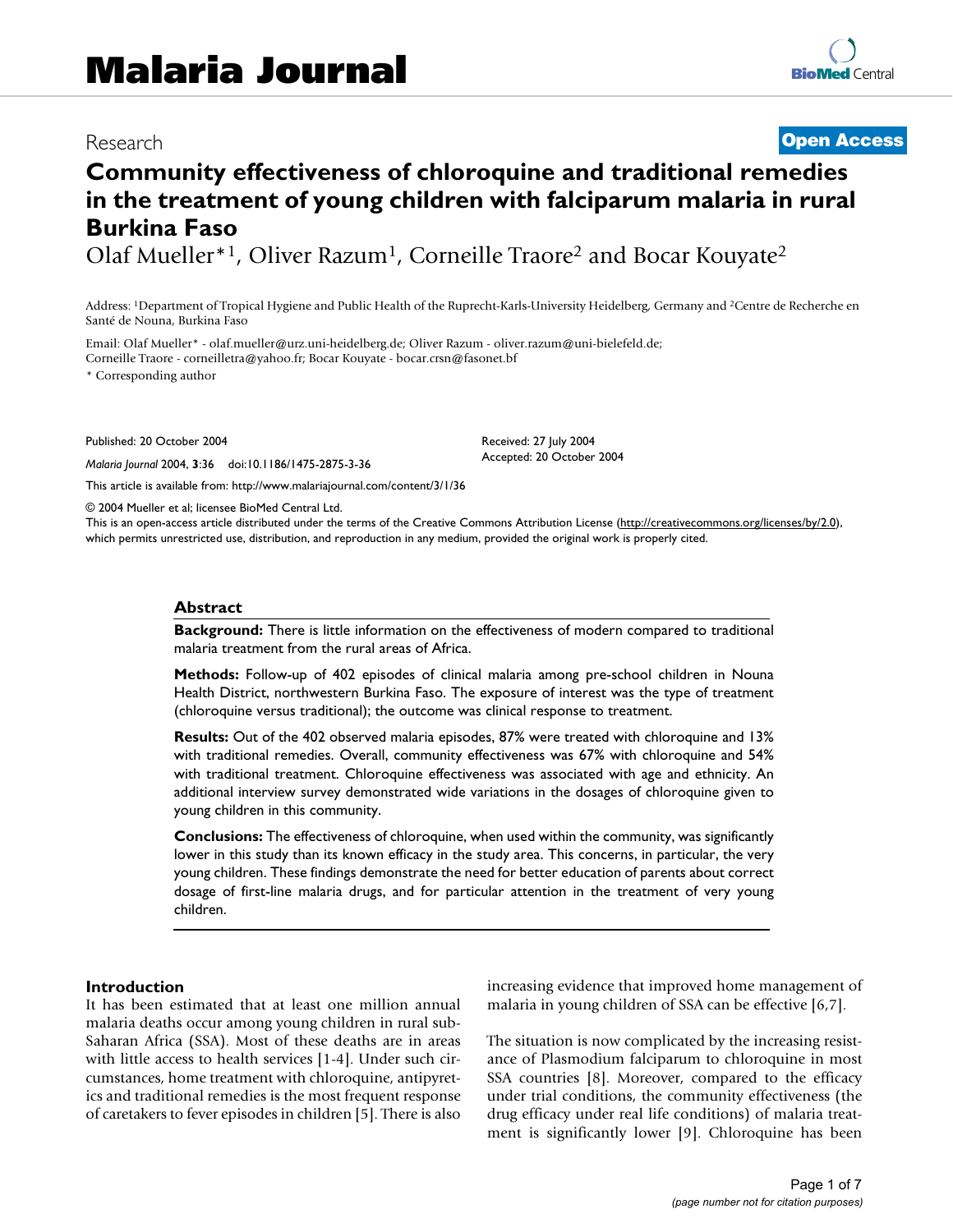Research

**Open Access**

# Community effectiveness of chloroquine and traditional remedies in the treatment of young children with falciparum malaria in rural Burkina Faso

Olaf Mueller*[1], Oliver Razum[1], Corneille Traore[2] and Bocar Kouyate[2]

Address: [1]Department of Tropical Hygiene and Public Health of the Ruprecht-Karls-University Heidelberg, Germany and [2]Centre de Recherche en Santé de Nouna, Burkina Faso

Email: Olaf Mueller* - olaf.mueller@urz.uni-heidelberg.de; Oliver Razum - oliver.razum@uni-bielefeld.de; Corneille Traore - corneilletra@yahoo.fr; Bocar Kouyate - bocar.crsn@fasonet.bf

* Corresponding author

Published: 20 October 2004

*Malaria Journal* 2004, **3**:36 doi:10.1186/1475-2875-3-36

Received: 27 July 2004
Accepted: 20 October 2004

This article is available from: http://www.malariajournal.com/content/3/1/36

© 2004 Mueller et al; licensee BioMed Central Ltd.
This is an open-access article distributed under the terms of the Creative Commons Attribution License (http://creativecommons.org/licenses/by/2.0), which permits unrestricted use, distribution, and reproduction in any medium, provided the original work is properly cited.

## Abstract

**Background:** There is little information on the effectiveness of modern compared to traditional malaria treatment from the rural areas of Africa.

**Methods:** Follow-up of 402 episodes of clinical malaria among pre-school children in Nouna Health District, northwestern Burkina Faso. The exposure of interest was the type of treatment (chloroquine versus traditional); the outcome was clinical response to treatment.

**Results:** Out of the 402 observed malaria episodes, 87% were treated with chloroquine and 13% with traditional remedies. Overall, community effectiveness was 67% with chloroquine and 54% with traditional treatment. Chloroquine effectiveness was associated with age and ethnicity. An additional interview survey demonstrated wide variations in the dosages of chloroquine given to young children in this community.

**Conclusions:** The effectiveness of chloroquine, when used within the community, was significantly lower in this study than its known efficacy in the study area. This concerns, in particular, the very young children. These findings demonstrate the need for better education of parents about correct dosage of first-line malaria drugs, and for particular attention in the treatment of very young children.

## Introduction

It has been estimated that at least one million annual malaria deaths occur among young children in rural sub-Saharan Africa (SSA). Most of these deaths are in areas with little access to health services [1-4]. Under such circumstances, home treatment with chloroquine, antipyretics and traditional remedies is the most frequent response of caretakers to fever episodes in children [5]. There is also increasing evidence that improved home management of malaria in young children of SSA can be effective [6,7].

The situation is now complicated by the increasing resistance of Plasmodium falciparum to chloroquine in most SSA countries [8]. Moreover, compared to the efficacy under trial conditions, the community effectiveness (the drug efficacy under real life conditions) of malaria treatment is significantly lower [9]. Chloroquine has been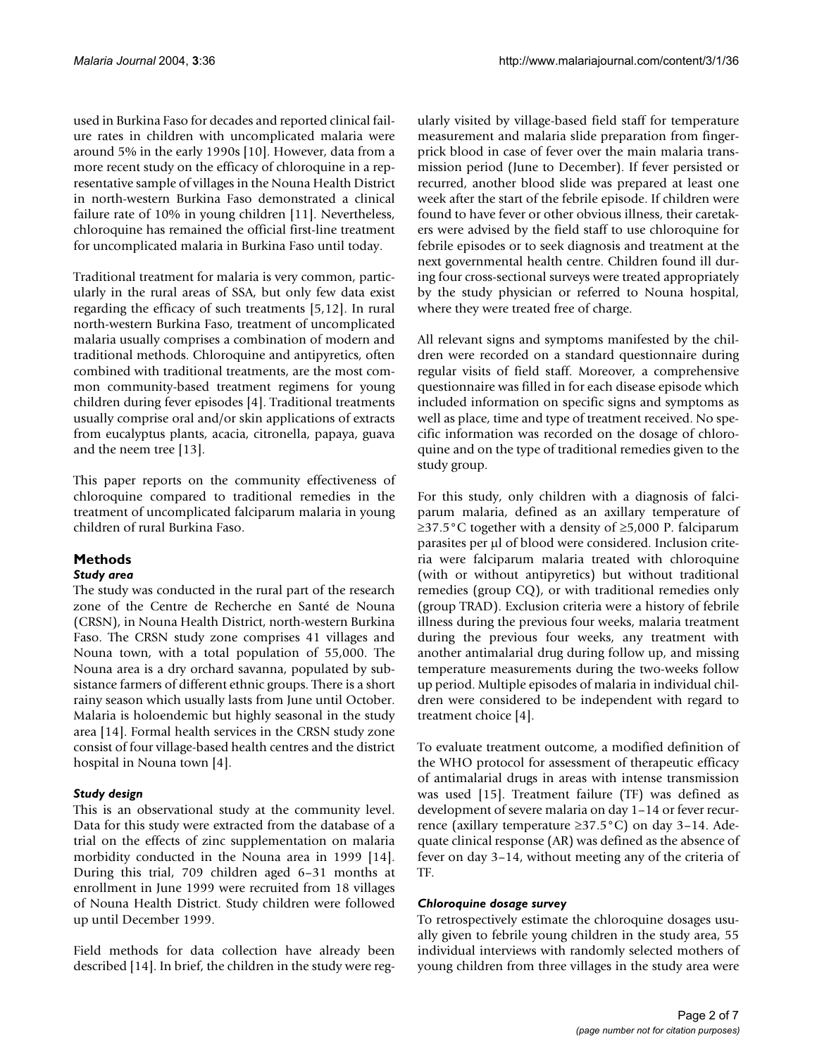used in Burkina Faso for decades and reported clinical failure rates in children with uncomplicated malaria were around 5% in the early 1990s [10]. However, data from a more recent study on the efficacy of chloroquine in a representative sample of villages in the Nouna Health District in north-western Burkina Faso demonstrated a clinical failure rate of 10% in young children [11]. Nevertheless, chloroquine has remained the official first-line treatment for uncomplicated malaria in Burkina Faso until today.

Traditional treatment for malaria is very common, particularly in the rural areas of SSA, but only few data exist regarding the efficacy of such treatments [5,12]. In rural north-western Burkina Faso, treatment of uncomplicated malaria usually comprises a combination of modern and traditional methods. Chloroquine and antipyretics, often combined with traditional treatments, are the most common community-based treatment regimens for young children during fever episodes [4]. Traditional treatments usually comprise oral and/or skin applications of extracts from eucalyptus plants, acacia, citronella, papaya, guava and the neem tree [13].

This paper reports on the community effectiveness of chloroquine compared to traditional remedies in the treatment of uncomplicated falciparum malaria in young children of rural Burkina Faso.

## Methods

### *Study area*

The study was conducted in the rural part of the research zone of the Centre de Recherche en Santé de Nouna (CRSN), in Nouna Health District, north-western Burkina Faso. The CRSN study zone comprises 41 villages and Nouna town, with a total population of 55,000. The Nouna area is a dry orchard savanna, populated by subsistance farmers of different ethnic groups. There is a short rainy season which usually lasts from June until October. Malaria is holoendemic but highly seasonal in the study area [14]. Formal health services in the CRSN study zone consist of four village-based health centres and the district hospital in Nouna town [4].

### *Study design*

This is an observational study at the community level. Data for this study were extracted from the database of a trial on the effects of zinc supplementation on malaria morbidity conducted in the Nouna area in 1999 [14]. During this trial, 709 children aged 6–31 months at enrollment in June 1999 were recruited from 18 villages of Nouna Health District. Study children were followed up until December 1999.

Field methods for data collection have already been described [14]. In brief, the children in the study were regularly visited by village-based field staff for temperature measurement and malaria slide preparation from finger-prick blood in case of fever over the main malaria transmission period (June to December). If fever persisted or recurred, another blood slide was prepared at least one week after the start of the febrile episode. If children were found to have fever or other obvious illness, their caretakers were advised by the field staff to use chloroquine for febrile episodes or to seek diagnosis and treatment at the next governmental health centre. Children found ill during four cross-sectional surveys were treated appropriately by the study physician or referred to Nouna hospital, where they were treated free of charge.

All relevant signs and symptoms manifested by the children were recorded on a standard questionnaire during regular visits of field staff. Moreover, a comprehensive questionnaire was filled in for each disease episode which included information on specific signs and symptoms as well as place, time and type of treatment received. No specific information was recorded on the dosage of chloroquine and on the type of traditional remedies given to the study group.

For this study, only children with a diagnosis of falciparum malaria, defined as an axillary temperature of ≥37.5°C together with a density of ≥5,000 P. falciparum parasites per µl of blood were considered. Inclusion criteria were falciparum malaria treated with chloroquine (with or without antipyretics) but without traditional remedies (group CQ), or with traditional remedies only (group TRAD). Exclusion criteria were a history of febrile illness during the previous four weeks, malaria treatment during the previous four weeks, any treatment with another antimalarial drug during follow up, and missing temperature measurements during the two-weeks follow up period. Multiple episodes of malaria in individual children were considered to be independent with regard to treatment choice [4].

To evaluate treatment outcome, a modified definition of the WHO protocol for assessment of therapeutic efficacy of antimalarial drugs in areas with intense transmission was used [15]. Treatment failure (TF) was defined as development of severe malaria on day 1–14 or fever recurrence (axillary temperature ≥37.5°C) on day 3–14. Adequate clinical response (AR) was defined as the absence of fever on day 3–14, without meeting any of the criteria of TF.

### *Chloroquine dosage survey*

To retrospectively estimate the chloroquine dosages usually given to febrile young children in the study area, 55 individual interviews with randomly selected mothers of young children from three villages in the study area were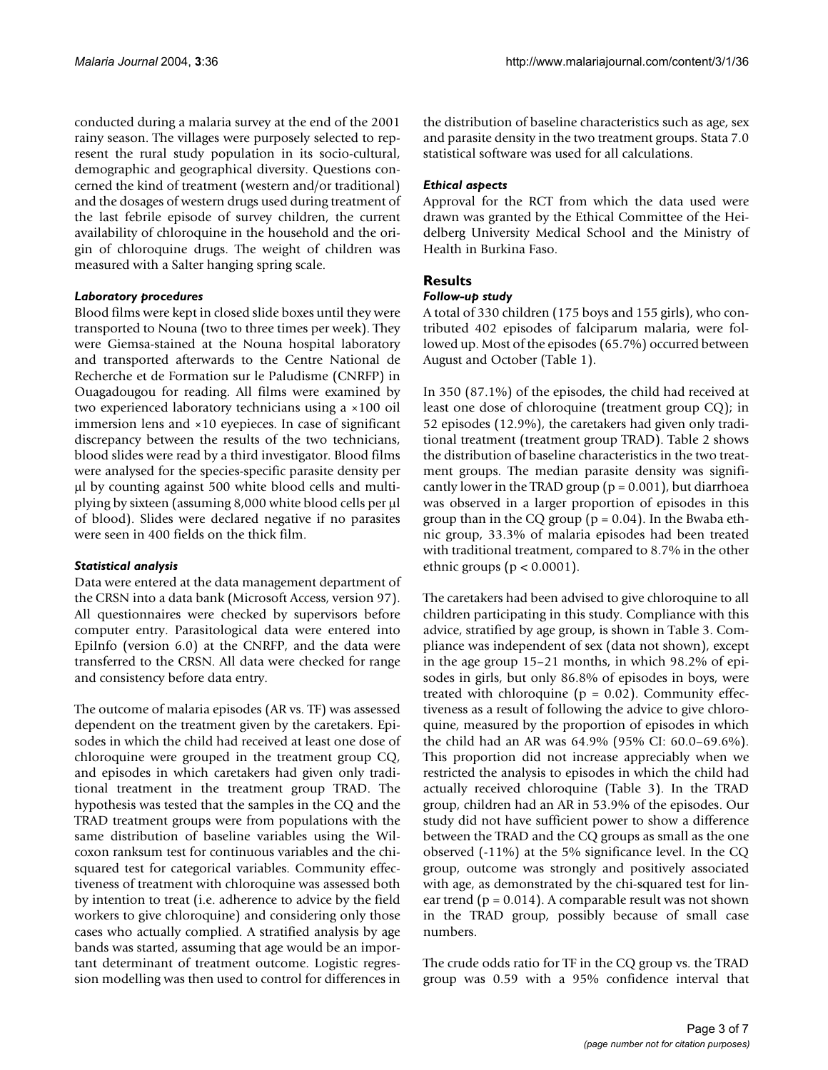conducted during a malaria survey at the end of the 2001 rainy season. The villages were purposely selected to represent the rural study population in its socio-cultural, demographic and geographical diversity. Questions concerned the kind of treatment (western and/or traditional) and the dosages of western drugs used during treatment of the last febrile episode of survey children, the current availability of chloroquine in the household and the origin of chloroquine drugs. The weight of children was measured with a Salter hanging spring scale.

### *Laboratory procedures*

Blood films were kept in closed slide boxes until they were transported to Nouna (two to three times per week). They were Giemsa-stained at the Nouna hospital laboratory and transported afterwards to the Centre National de Recherche et de Formation sur le Paludisme (CNRFP) in Ouagadougou for reading. All films were examined by two experienced laboratory technicians using a ×100 oil immersion lens and ×10 eyepieces. In case of significant discrepancy between the results of the two technicians, blood slides were read by a third investigator. Blood films were analysed for the species-specific parasite density per μl by counting against 500 white blood cells and multiplying by sixteen (assuming 8,000 white blood cells per μl of blood). Slides were declared negative if no parasites were seen in 400 fields on the thick film.

### *Statistical analysis*

Data were entered at the data management department of the CRSN into a data bank (Microsoft Access, version 97). All questionnaires were checked by supervisors before computer entry. Parasitological data were entered into EpiInfo (version 6.0) at the CNRFP, and the data were transferred to the CRSN. All data were checked for range and consistency before data entry.

The outcome of malaria episodes (AR vs. TF) was assessed dependent on the treatment given by the caretakers. Episodes in which the child had received at least one dose of chloroquine were grouped in the treatment group CQ, and episodes in which caretakers had given only traditional treatment in the treatment group TRAD. The hypothesis was tested that the samples in the CQ and the TRAD treatment groups were from populations with the same distribution of baseline variables using the Wilcoxon ranksum test for continuous variables and the chi-squared test for categorical variables. Community effectiveness of treatment with chloroquine was assessed both by intention to treat (i.e. adherence to advice by the field workers to give chloroquine) and considering only those cases who actually complied. A stratified analysis by age bands was started, assuming that age would be an important determinant of treatment outcome. Logistic regression modelling was then used to control for differences in the distribution of baseline characteristics such as age, sex and parasite density in the two treatment groups. Stata 7.0 statistical software was used for all calculations.

### *Ethical aspects*

Approval for the RCT from which the data used were drawn was granted by the Ethical Committee of the Heidelberg University Medical School and the Ministry of Health in Burkina Faso.

## Results

### *Follow-up study*

A total of 330 children (175 boys and 155 girls), who contributed 402 episodes of falciparum malaria, were followed up. Most of the episodes (65.7%) occurred between August and October (Table 1).

In 350 (87.1%) of the episodes, the child had received at least one dose of chloroquine (treatment group CQ); in 52 episodes (12.9%), the caretakers had given only traditional treatment (treatment group TRAD). Table 2 shows the distribution of baseline characteristics in the two treatment groups. The median parasite density was significantly lower in the TRAD group ($p = 0.001$), but diarrhoea was observed in a larger proportion of episodes in this group than in the CQ group ($p = 0.04$). In the Bwaba ethnic group, 33.3% of malaria episodes had been treated with traditional treatment, compared to 8.7% in the other ethnic groups ($p < 0.0001$).

The caretakers had been advised to give chloroquine to all children participating in this study. Compliance with this advice, stratified by age group, is shown in Table 3. Compliance was independent of sex (data not shown), except in the age group 15–21 months, in which 98.2% of episodes in girls, but only 86.8% of episodes in boys, were treated with chloroquine ($p = 0.02$). Community effectiveness as a result of following the advice to give chloroquine, measured by the proportion of episodes in which the child had an AR was 64.9% (95% CI: 60.0–69.6%). This proportion did not increase appreciably when we restricted the analysis to episodes in which the child had actually received chloroquine (Table 3). In the TRAD group, children had an AR in 53.9% of the episodes. Our study did not have sufficient power to show a difference between the TRAD and the CQ groups as small as the one observed (-11%) at the 5% significance level. In the CQ group, outcome was strongly and positively associated with age, as demonstrated by the chi-squared test for linear trend ($p = 0.014$). A comparable result was not shown in the TRAD group, possibly because of small case numbers.

The crude odds ratio for TF in the CQ group vs. the TRAD group was 0.59 with a 95% confidence interval that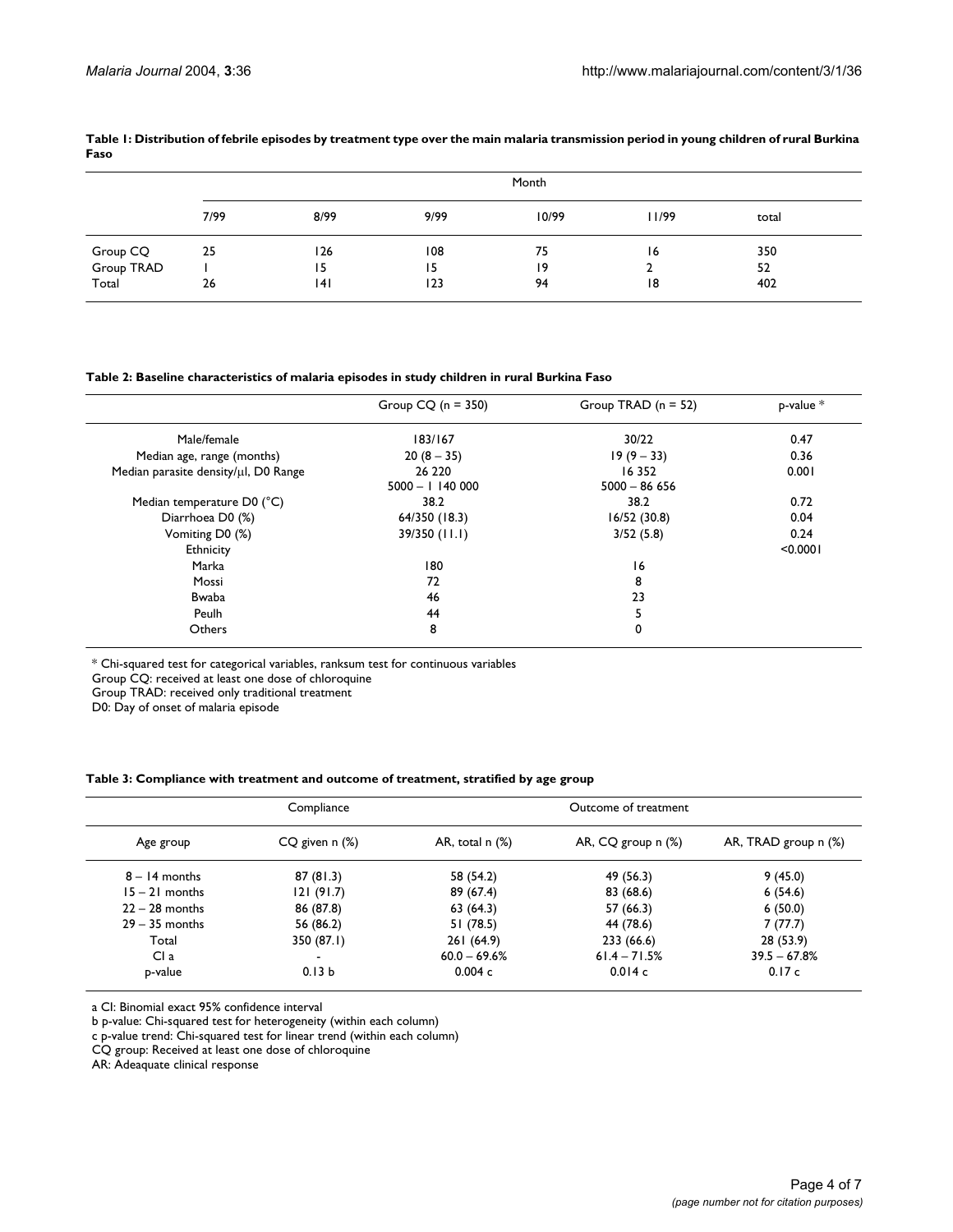**Table 1: Distribution of febrile episodes by treatment type over the main malaria transmission period in young children of rural Burkina Faso**

| | Month | | | | | |
|---|---|---|---|---|---|---|
| | 7/99 | 8/99 | 9/99 | 10/99 | 11/99 | total |
| Group CQ | 25 | 126 | 108 | 75 | 16 | 350 |
| Group TRAD | 1 | 15 | 15 | 19 | 2 | 52 |
| Total | 26 | 141 | 123 | 94 | 18 | 402 |

**Table 2: Baseline characteristics of malaria episodes in study children in rural Burkina Faso**

| | Group CQ (n = 350) | Group TRAD (n = 52) | p-value * |
|---|---|---|---|
| Male/female | 183/167 | 30/22 | 0.47 |
| Median age, range (months) | 20 (8 – 35) | 19 (9 – 33) | 0.36 |
| Median parasite density/μl, D0 Range | 26 220<br>5000 – 1 140 000 | 16 352<br>5000 – 86 656 | 0.001 |
| Median temperature D0 (°C) | 38.2 | 38.2 | 0.72 |
| Diarrhoea D0 (%) | 64/350 (18.3) | 16/52 (30.8) | 0.04 |
| Vomiting D0 (%) | 39/350 (11.1) | 3/52 (5.8) | 0.24 |
| Ethnicity | | | <0.0001 |
| Marka | 180 | 16 | |
| Mossi | 72 | 8 | |
| Bwaba | 46 | 23 | |
| Peulh | 44 | 5 | |
| Others | 8 | 0 | |

* Chi-squared test for categorical variables, ranksum test for continuous variables
Group CQ: received at least one dose of chloroquine
Group TRAD: received only traditional treatment
D0: Day of onset of malaria episode

**Table 3: Compliance with treatment and outcome of treatment, stratified by age group**

| | Compliance | Outcome of treatment | | |
|---|---|---|---|---|
| Age group | CQ given n (%) | AR, total n (%) | AR, CQ group n (%) | AR, TRAD group n (%) |
| 8 – 14 months | 87 (81.3) | 58 (54.2) | 49 (56.3) | 9 (45.0) |
| 15 – 21 months | 121 (91.7) | 89 (67.4) | 83 (68.6) | 6 (54.6) |
| 22 – 28 months | 86 (87.8) | 63 (64.3) | 57 (66.3) | 6 (50.0) |
| 29 – 35 months | 56 (86.2) | 51 (78.5) | 44 (78.6) | 7 (77.7) |
| Total | 350 (87.1) | 261 (64.9) | 233 (66.6) | 28 (53.9) |
| CI a | - | 60.0 – 69.6% | 61.4 – 71.5% | 39.5 – 67.8% |
| p-value | 0.13 b | 0.004 c | 0.014 c | 0.17 c |

a CI: Binomial exact 95% confidence interval
b p-value: Chi-squared test for heterogeneity (within each column)
c p-value trend: Chi-squared test for linear trend (within each column)
CQ group: Received at least one dose of chloroquine
AR: Adeaquate clinical response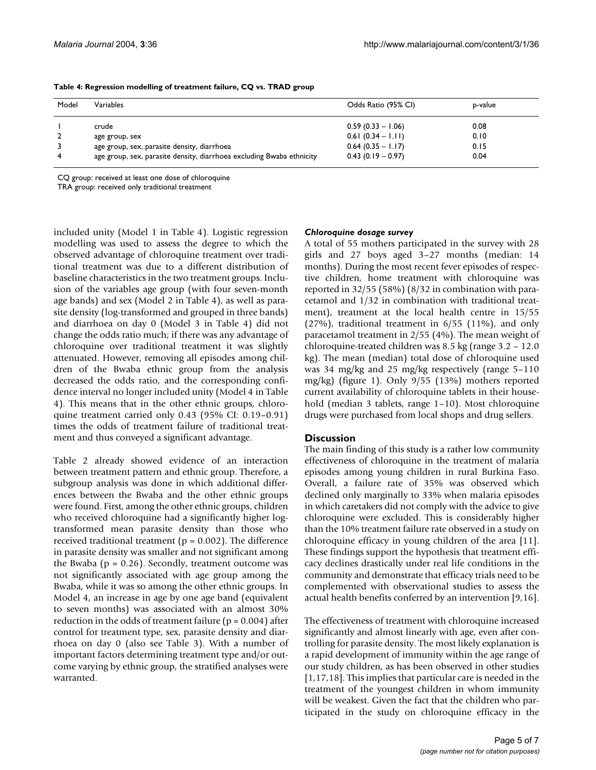**Table 4: Regression modelling of treatment failure, CQ vs. TRAD group**

| Model | Variables | Odds Ratio (95% CI) | p-value |
|---|---|---|---|
| 1 | crude | 0.59 (0.33 – 1.06) | 0.08 |
| 2 | age group, sex | 0.61 (0.34 – 1.11) | 0.10 |
| 3 | age group, sex, parasite density, diarrhoea | 0.64 (0.35 – 1.17) | 0.15 |
| 4 | age group, sex, parasite density, diarrhoea excluding Bwaba ethnicity | 0.43 (0.19 – 0.97) | 0.04 |

CQ group: received at least one dose of chloroquine
TRA group: received only traditional treatment

included unity (Model 1 in Table 4). Logistic regression modelling was used to assess the degree to which the observed advantage of chloroquine treatment over traditional treatment was due to a different distribution of baseline characteristics in the two treatment groups. Inclusion of the variables age group (with four seven-month age bands) and sex (Model 2 in Table 4), as well as parasite density (log-transformed and grouped in three bands) and diarrhoea on day 0 (Model 3 in Table 4) did not change the odds ratio much; if there was any advantage of chloroquine over traditional treatment it was slightly attenuated. However, removing all episodes among children of the Bwaba ethnic group from the analysis decreased the odds ratio, and the corresponding confidence interval no longer included unity (Model 4 in Table 4). This means that in the other ethnic groups, chloroquine treatment carried only 0.43 (95% CI: 0.19–0.91) times the odds of treatment failure of traditional treatment and thus conveyed a significant advantage.

Table 2 already showed evidence of an interaction between treatment pattern and ethnic group. Therefore, a subgroup analysis was done in which additional differences between the Bwaba and the other ethnic groups were found. First, among the other ethnic groups, children who received chloroquine had a significantly higher log-transformed mean parasite density than those who received traditional treatment ($p = 0.002$). The difference in parasite density was smaller and not significant among the Bwaba ($p = 0.26$). Secondly, treatment outcome was not significantly associated with age group among the Bwaba, while it was so among the other ethnic groups. In Model 4, an increase in age by one age band (equivalent to seven months) was associated with an almost 30% reduction in the odds of treatment failure ($p = 0.004$) after control for treatment type, sex, parasite density and diarrhoea on day 0 (also see Table 3). With a number of important factors determining treatment type and/or outcome varying by ethnic group, the stratified analyses were warranted.

### *Chloroquine dosage survey*

A total of 55 mothers participated in the survey with 28 girls and 27 boys aged 3–27 months (median: 14 months). During the most recent fever episodes of respective children, home treatment with chloroquine was reported in 32/55 (58%) (8/32 in combination with paracetamol and 1/32 in combination with traditional treatment), treatment at the local health centre in 15/55 (27%), traditional treatment in 6/55 (11%), and only paracetamol treatment in 2/55 (4%). The mean weight of chloroquine-treated children was 8.5 kg (range 3.2 – 12.0 kg). The mean (median) total dose of chloroquine used was 34 mg/kg and 25 mg/kg respectively (range 5–110 mg/kg) (figure 1). Only 9/55 (13%) mothers reported current availability of chloroquine tablets in their household (median 3 tablets, range 1–10). Most chloroquine drugs were purchased from local shops and drug sellers.

## Discussion

The main finding of this study is a rather low community effectiveness of chloroquine in the treatment of malaria episodes among young children in rural Burkina Faso. Overall, a failure rate of 35% was observed which declined only marginally to 33% when malaria episodes in which caretakers did not comply with the advice to give chloroquine were excluded. This is considerably higher than the 10% treatment failure rate observed in a study on chloroquine efficacy in young children of the area [11]. These findings support the hypothesis that treatment efficacy declines drastically under real life conditions in the community and demonstrate that efficacy trials need to be complemented with observational studies to assess the actual health benefits conferred by an intervention [9,16].

The effectiveness of treatment with chloroquine increased significantly and almost linearly with age, even after controlling for parasite density. The most likely explanation is a rapid development of immunity within the age range of our study children, as has been observed in other studies [1,17,18]. This implies that particular care is needed in the treatment of the youngest children in whom immunity will be weakest. Given the fact that the children who participated in the study on chloroquine efficacy in the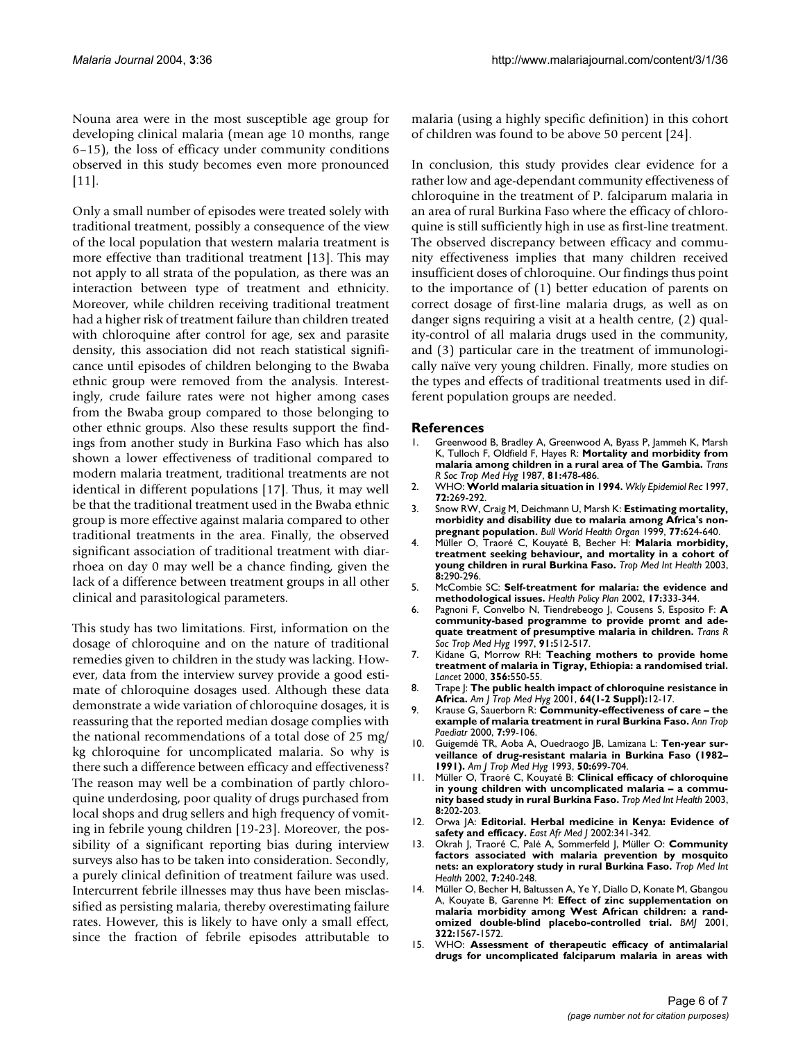Nouna area were in the most susceptible age group for developing clinical malaria (mean age 10 months, range 6–15), the loss of efficacy under community conditions observed in this study becomes even more pronounced [11].

Only a small number of episodes were treated solely with traditional treatment, possibly a consequence of the view of the local population that western malaria treatment is more effective than traditional treatment [13]. This may not apply to all strata of the population, as there was an interaction between type of treatment and ethnicity. Moreover, while children receiving traditional treatment had a higher risk of treatment failure than children treated with chloroquine after control for age, sex and parasite density, this association did not reach statistical significance until episodes of children belonging to the Bwaba ethnic group were removed from the analysis. Interestingly, crude failure rates were not higher among cases from the Bwaba group compared to those belonging to other ethnic groups. Also these results support the findings from another study in Burkina Faso which has also shown a lower effectiveness of traditional compared to modern malaria treatment, traditional treatments are not identical in different populations [17]. Thus, it may well be that the traditional treatment used in the Bwaba ethnic group is more effective against malaria compared to other traditional treatments in the area. Finally, the observed significant association of traditional treatment with diarrhoea on day 0 may well be a chance finding, given the lack of a difference between treatment groups in all other clinical and parasitological parameters.

This study has two limitations. First, information on the dosage of chloroquine and on the nature of traditional remedies given to children in the study was lacking. However, data from the interview survey provide a good estimate of chloroquine dosages used. Although these data demonstrate a wide variation of chloroquine dosages, it is reassuring that the reported median dosage complies with the national recommendations of a total dose of 25 mg/kg chloroquine for uncomplicated malaria. So why is there such a difference between efficacy and effectiveness? The reason may well be a combination of partly chloroquine underdosing, poor quality of drugs purchased from local shops and drug sellers and high frequency of vomiting in febrile young children [19-23]. Moreover, the possibility of a significant reporting bias during interview surveys also has to be taken into consideration. Secondly, a purely clinical definition of treatment failure was used. Intercurrent febrile illnesses may thus have been misclassified as persisting malaria, thereby overestimating failure rates. However, this is likely to have only a small effect, since the fraction of febrile episodes attributable to malaria (using a highly specific definition) in this cohort of children was found to be above 50 percent [24].

In conclusion, this study provides clear evidence for a rather low and age-dependant community effectiveness of chloroquine in the treatment of P. falciparum malaria in an area of rural Burkina Faso where the efficacy of chloroquine is still sufficiently high in use as first-line treatment. The observed discrepancy between efficacy and community effectiveness implies that many children received insufficient doses of chloroquine. Our findings thus point to the importance of (1) better education of parents on correct dosage of first-line malaria drugs, as well as on danger signs requiring a visit at a health centre, (2) quality-control of all malaria drugs used in the community, and (3) particular care in the treatment of immunologically naïve very young children. Finally, more studies on the types and effects of traditional treatments used in different population groups are needed.

## References

1. Greenwood B, Bradley A, Greenwood A, Byass P, Jammeh K, Marsh K, Tulloch F, Oldfield F, Hayes R: **Mortality and morbidity from malaria among children in a rural area of The Gambia.** *Trans R Soc Trop Med Hyg* 1987, **81:**478-486.
2. WHO: **World malaria situation in 1994.** *Wkly Epidemiol Rec* 1997, **72:**269-292.
3. Snow RW, Craig M, Deichmann U, Marsh K: **Estimating mortality, morbidity and disability due to malaria among Africa's non-pregnant population.** *Bull World Health Organ* 1999, **77:**624-640.
4. Müller O, Traoré C, Kouyaté B, Becher H: **Malaria morbidity, treatment seeking behaviour, and mortality in a cohort of young children in rural Burkina Faso.** *Trop Med Int Health* 2003, **8:**290-296.
5. McCombie SC: **Self-treatment for malaria: the evidence and methodological issues.** *Health Policy Plan* 2002, **17:**333-344.
6. Pagnoni F, Convelbo N, Tiendrebeogo J, Cousens S, Esposito F: **A community-based programme to provide promt and adequate treatment of presumptive malaria in children.** *Trans R Soc Trop Med Hyg* 1997, **91:**512-517.
7. Kidane G, Morrow RH: **Teaching mothers to provide home treatment of malaria in Tigray, Ethiopia: a randomised trial.** *Lancet* 2000, **356:**550-55.
8. Trape J: **The public health impact of chloroquine resistance in Africa.** *Am J Trop Med Hyg* 2001, **64(1-2 Suppl):**12-17.
9. Krause G, Sauerborn R: **Community-effectiveness of care – the example of malaria treatment in rural Burkina Faso.** *Ann Trop Paediatr* 2000, **7:**99-106.
10. Guigemdé TR, Aoba A, Ouedraogo JB, Lamizana L: **Ten-year surveillance of drug-resistant malaria in Burkina Faso (1982–1991).** *Am J Trop Med Hyg* 1993, **50:**699-704.
11. Müller O, Traoré C, Kouyaté B: **Clinical efficacy of chloroquine in young children with uncomplicated malaria – a community based study in rural Burkina Faso.** *Trop Med Int Health* 2003, **8:**202-203.
12. Orwa JA: **Editorial. Herbal medicine in Kenya: Evidence of safety and efficacy.** *East Afr Med J* 2002:341-342.
13. Okrah J, Traoré C, Palé A, Sommerfeld J, Müller O: **Community factors associated with malaria prevention by mosquito nets: an exploratory study in rural Burkina Faso.** *Trop Med Int Health* 2002, **7:**240-248.
14. Müller O, Becher H, Baltussen A, Ye Y, Diallo D, Konate M, Gbangou A, Kouyate B, Garenne M: **Effect of zinc supplementation on malaria morbidity among West African children: a randomized double-blind placebo-controlled trial.** *BMJ* 2001, **322:**1567-1572.
15. WHO: **Assessment of therapeutic efficacy of antimalarial drugs for uncomplicated falciparum malaria in areas with**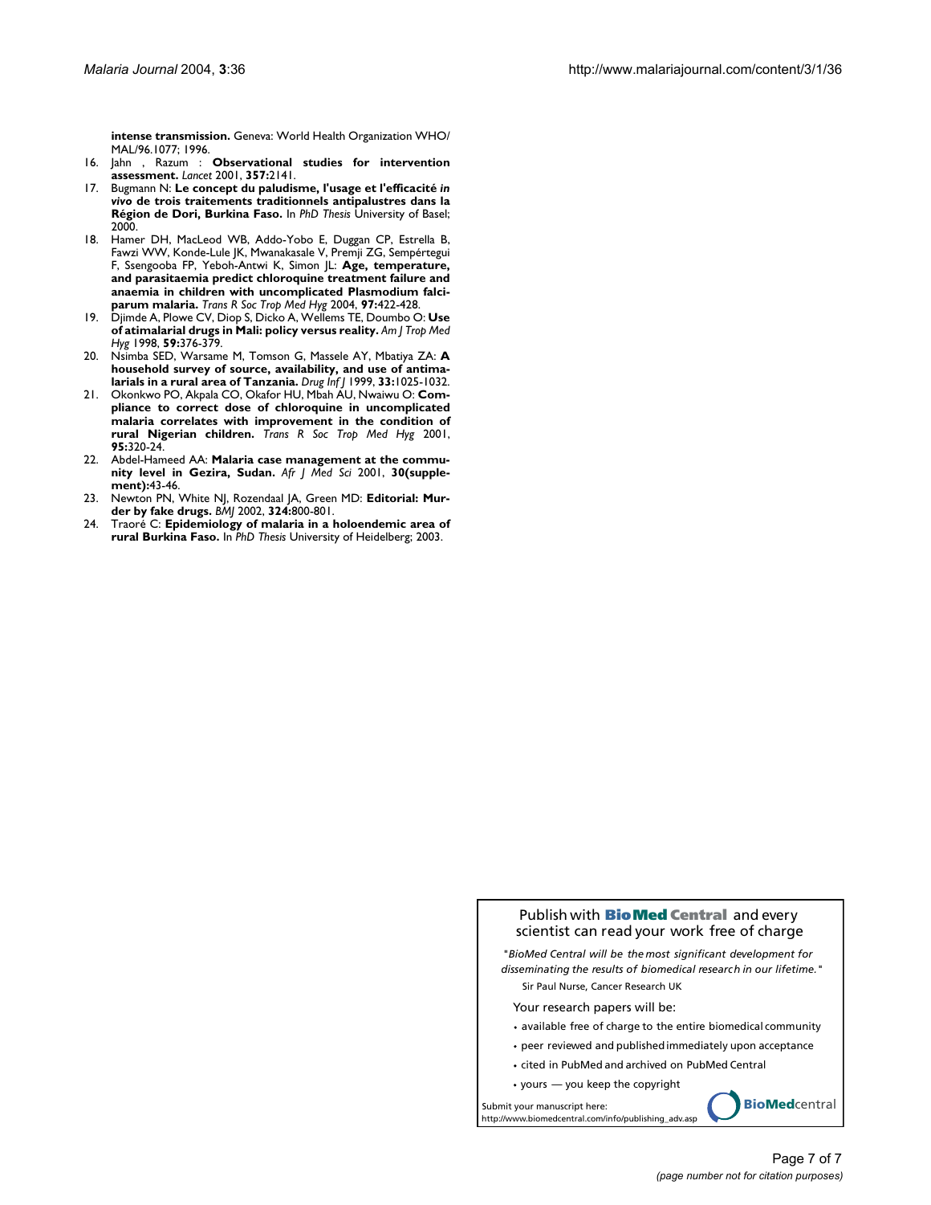intense transmission. Geneva: World Health Organization WHO/MAL/96.1077; 1996.

16. Jahn , Razum : **Observational studies for intervention assessment.** *Lancet* 2001, **357:**2141.
17. Bugmann N: **Le concept du paludisme, l'usage et l'efficacité *in vivo* de trois traitements traditionnels antipalustres dans la Région de Dori, Burkina Faso.** In *PhD Thesis* University of Basel; 2000.
18. Hamer DH, MacLeod WB, Addo-Yobo E, Duggan CP, Estrella B, Fawzi WW, Konde-Lule JK, Mwanakasale V, Premji ZG, Sempértegui F, Ssengooba FP, Yeboh-Antwi K, Simon JL: **Age, temperature, and parasitaemia predict chloroquine treatment failure and anaemia in children with uncomplicated Plasmodium falciparum malaria.** *Trans R Soc Trop Med Hyg* 2004, **97:**422-428.
19. Djimde A, Plowe CV, Diop S, Dicko A, Wellems TE, Doumbo O: **Use of atimalarial drugs in Mali: policy versus reality.** *Am J Trop Med Hyg* 1998, **59:**376-379.
20. Nsimba SED, Warsame M, Tomson G, Massele AY, Mbatiya ZA: **A household survey of source, availability, and use of antimalarials in a rural area of Tanzania.** *Drug Inf J* 1999, **33:**1025-1032.
21. Okonkwo PO, Akpala CO, Okafor HU, Mbah AU, Nwaiwu O: **Compliance to correct dose of chloroquine in uncomplicated malaria correlates with improvement in the condition of rural Nigerian children.** *Trans R Soc Trop Med Hyg* 2001, **95:**320-24.
22. Abdel-Hameed AA: **Malaria case management at the community level in Gezira, Sudan.** *Afr J Med Sci* 2001, **30(supplement):**43-46.
23. Newton PN, White NJ, Rozendaal JA, Green MD: **Editorial: Murder by fake drugs.** *BMJ* 2002, **324:**800-801.
24. Traoré C: **Epidemiology of malaria in a holoendemic area of rural Burkina Faso.** In *PhD Thesis* University of Heidelberg; 2003.

Publish with **BioMed Central** and every scientist can read your work free of charge

*"BioMed Central will be the most significant development for disseminating the results of biomedical research in our lifetime."*

Sir Paul Nurse, Cancer Research UK

Your research papers will be:

- available free of charge to the entire biomedical community
- peer reviewed and published immediately upon acceptance
- cited in PubMed and archived on PubMed Central
- yours — you keep the copyright

Submit your manuscript here:
http://www.biomedcentral.com/info/publishing_adv.asp

**BioMed**central